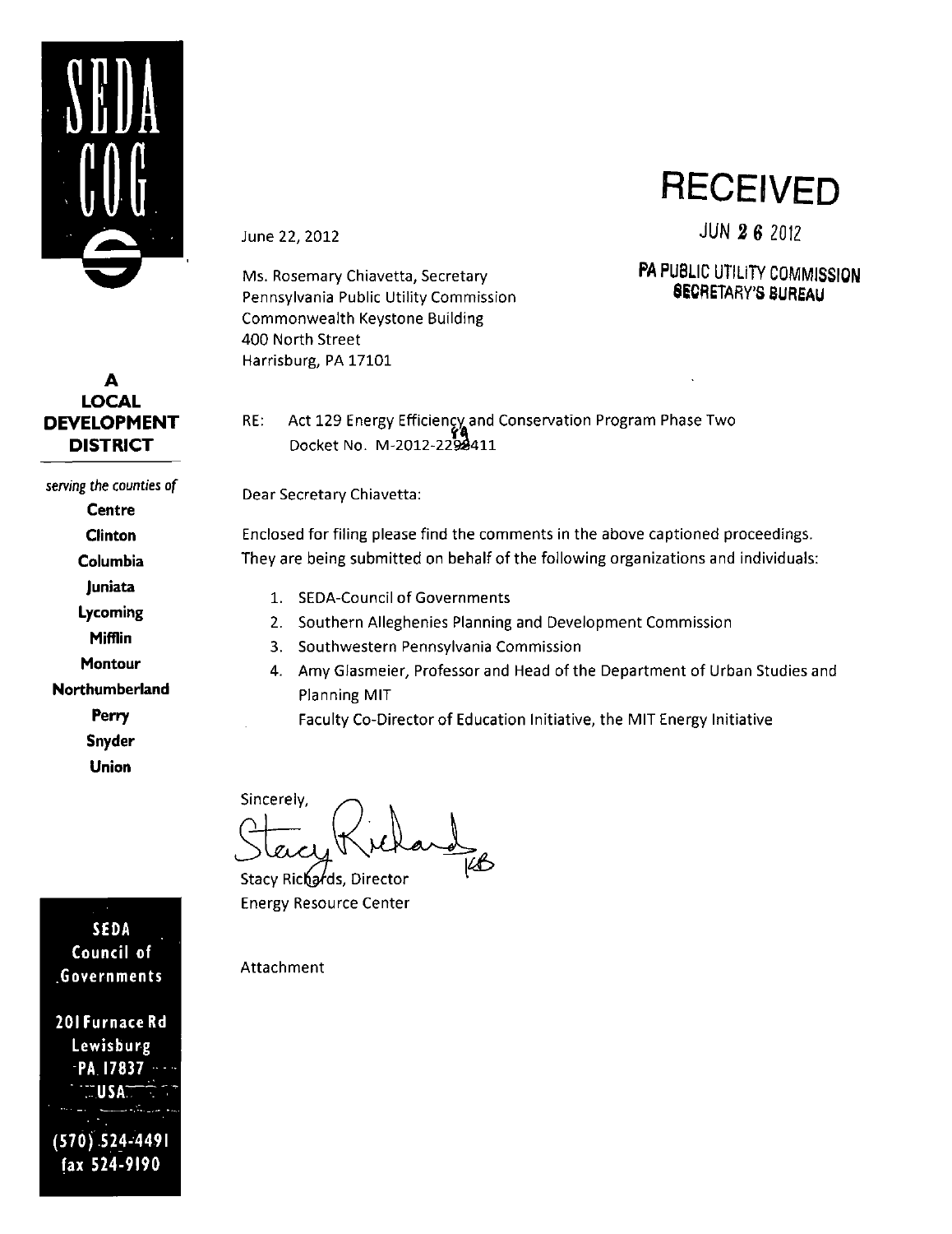SEDA COG

**A LOCAL DEVELOPMENT DISTRICT**

*serving the counties of*

**Centre**
**Clinton**
**Columbia**
**Juniata**
**Lycoming**
**Mifflin**
**Montour**
**Northumberland**
**Perry**
**Snyder**
**Union**

**SEDA Council of Governments**

**201 Furnace Rd**
**Lewisburg**
**PA 17837**
**USA**

**(570) 524-4491**
**fax 524-9190**

# RECEIVED

JUN 26 2012

**PA PUBLIC UTILITY COMMISSION SECRETARY'S BUREAU**

June 22, 2012

Ms. Rosemary Chiavetta, Secretary
Pennsylvania Public Utility Commission
Commonwealth Keystone Building
400 North Street
Harrisburg, PA 17101

RE: Act 129 Energy Efficiency and Conservation Program Phase Two
Docket No. M-2012-2289411

Dear Secretary Chiavetta:

Enclosed for filing please find the comments in the above captioned proceedings. They are being submitted on behalf of the following organizations and individuals:

1. SEDA-Council of Governments
2. Southern Alleghenies Planning and Development Commission
3. Southwestern Pennsylvania Commission
4. Amy Glasmeier, Professor and Head of the Department of Urban Studies and Planning MIT
   Faculty Co-Director of Education Initiative, the MIT Energy Initiative

Sincerely,

Stacy Richards KB

Stacy Richards, Director
Energy Resource Center

Attachment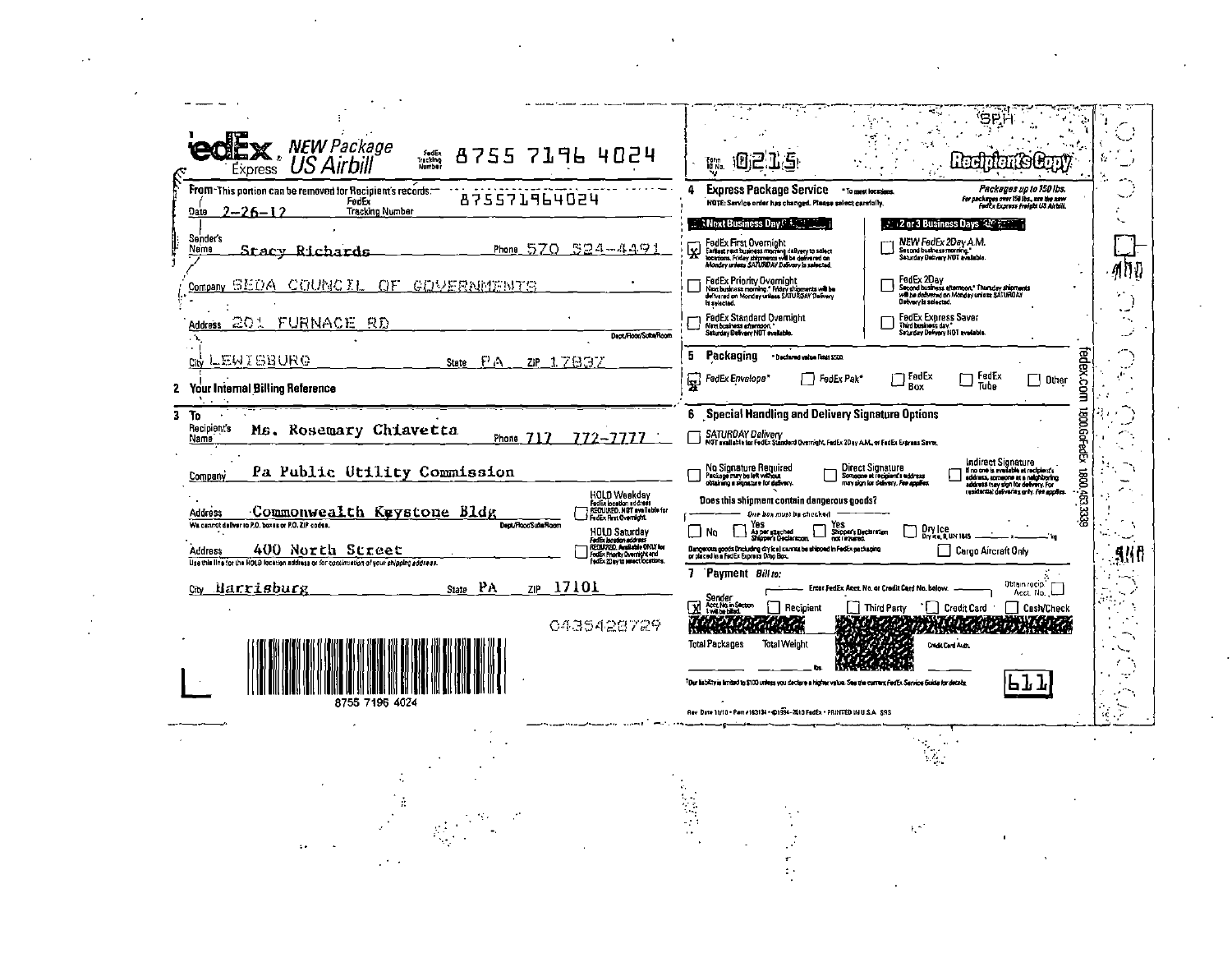**FedEx Express** NEW Package US Airbill

FedEx Tracking Number 8755 7196 4024

**From** This portion can be removed for Recipient's records.

FedEx Tracking Number 875571964024

Date 2-26-12

Sender's Name Stacy Richards    Phone 570 524-4491

Company SEDA COUNCIL OF GOVERNMENTS

Address 201 FURNACE RD    Dept/Floor/Suite/Room

City LEWISBURG    State PA    ZIP 17837

**2 Your Internal Billing Reference**

**3 To**

Recipient's Name Ms. Rosemary Chiavetta    Phone 717 772-7777

Company Pa Public Utility Commission

Address Commonwealth Keystone Bldg

We cannot deliver to P.O. boxes or P.O. ZIP codes.    Dept/Floor/Suite/Room

HOLD Weekday — FedEx location address REQUIRED. NOT available for FedEx First Overnight.

HOLD Saturday — FedEx location address REQUIRED. Available ONLY for FedEx Priority Overnight and FedEx 2Day to select locations.

Address 400 North Street

Use this line for the HOLD location address or for continuation of your shipping address.

City Harrisburg    State PA    ZIP 17101

0435428729

8755 7196 4024

---

Form ID No. 0215

**Recipient's Copy**

**4 Express Package Service** *To most locations.

NOTE: Service order has changed. Please select carefully.

Packages up to 150 lbs. For packages over 150 lbs., use the new FedEx Express Freight US Airbill.

**Next Business Day**

- [x] FedEx First Overnight — Earliest next business morning delivery to select locations. Friday shipments will be delivered on Monday unless SATURDAY Delivery is selected.
- [ ] FedEx Priority Overnight — Next business morning.* Friday shipments will be delivered on Monday unless SATURDAY Delivery is selected.
- [ ] FedEx Standard Overnight — Next business afternoon.* Saturday Delivery NOT available.

**2 or 3 Business Days**

- [ ] NEW FedEx 2Day A.M. — Second business morning.* Saturday Delivery NOT available.
- [ ] FedEx 2Day — Second business afternoon.* Thursday shipments will be delivered on Monday unless SATURDAY Delivery is selected.
- [ ] FedEx Express Saver — Third business day.* Saturday Delivery NOT available.

**5 Packaging** * Declared value limit $500.

- [x] FedEx Envelope*
- [ ] FedEx Pak*
- [ ] FedEx Box
- [ ] FedEx Tube
- [ ] Other

**6 Special Handling and Delivery Signature Options**

- [ ] SATURDAY Delivery — NOT available for FedEx Standard Overnight, FedEx 2Day A.M., or FedEx Express Saver.
- [ ] No Signature Required — Package may be left without obtaining a signature for delivery.
- [ ] Direct Signature — Someone at recipient's address may sign for delivery. Fee applies.
- [ ] Indirect Signature — If no one is available at recipient's address, someone at a neighboring address may sign for delivery. For residential deliveries only. Fee applies.

Does this shipment contain dangerous goods?

One box must be checked.

- [ ] No
- [ ] Yes — As per attached Shipper's Declaration.
- [ ] Yes — Shipper's Declaration not required.
- [ ] Dry Ice — Dry Ice, 9, UN 1845 ____ x ____ kg

Dangerous goods (including dry ice) cannot be shipped in FedEx packaging or placed in a FedEx Express Drop Box.

- [ ] Cargo Aircraft Only

**7 Payment** Bill to:

Enter FedEx Acct. No. or Credit Card No. below.    Obtain recip. Acct. No.

- [x] Sender — Acct. No. in Section 1 will be billed.
- [ ] Recipient
- [ ] Third Party
- [ ] Credit Card
- [ ] Cash/Check

Total Packages    Total Weight ____ lbs.    Credit Card Auth.

†Our liability is limited to $100 unless you declare a higher value. See the current FedEx Service Guide for details.

611

Rev. Date 11/10 • Part #163134 • ©1994-2010 FedEx • PRINTED IN U.S.A. SRS

fedex.com 1800GoFedEx 1800.463.3339